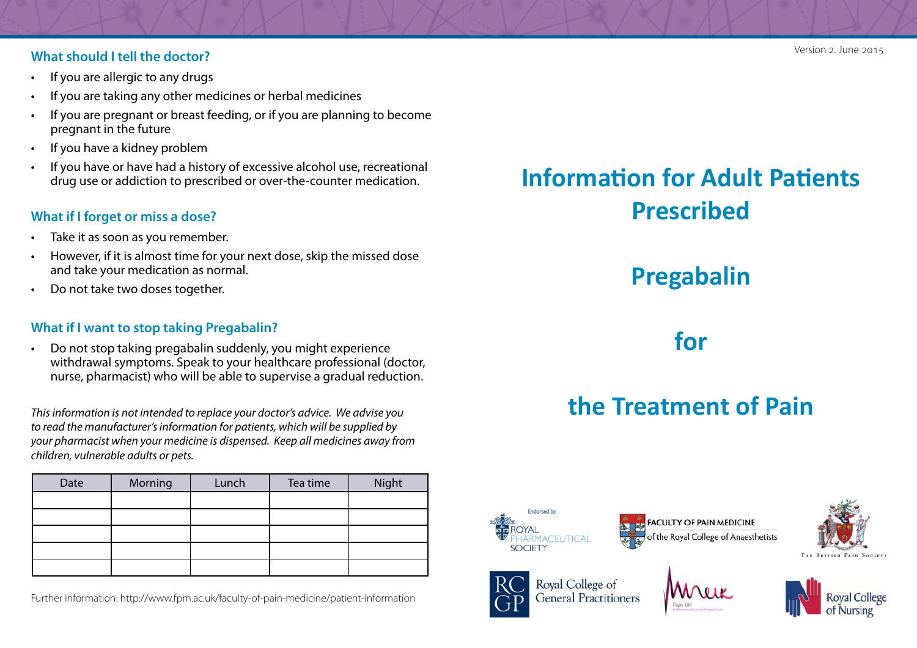Version 2. June 2015

## What should I tell the doctor?

- If you are allergic to any drugs
- If you are taking any other medicines or herbal medicines
- If you are pregnant or breast feeding, or if you are planning to become pregnant in the future
- If you have a kidney problem
- If you have or have had a history of excessive alcohol use, recreational drug use or addiction to prescribed or over-the-counter medication.

## What if I forget or miss a dose?

- Take it as soon as you remember.
- However, if it is almost time for your next dose, skip the missed dose and take your medication as normal.
- Do not take two doses together.

## What if I want to stop taking Pregabalin?

- Do not stop taking pregabalin suddenly, you might experience withdrawal symptoms. Speak to your healthcare professional (doctor, nurse, pharmacist) who will be able to supervise a gradual reduction.

*This information is not intended to replace your doctor's advice. We advise you to read the manufacturer's information for patients, which will be supplied by your pharmacist when your medicine is dispensed. Keep all medicines away from children, vulnerable adults or pets.*

| Date | Morning | Lunch | Tea time | Night |
|---|---|---|---|---|
| | | | | |
| | | | | |
| | | | | |
| | | | | |
| | | | | |

Further information: http://www.fpm.ac.uk/faculty-of-pain-medicine/patient-information

# Information for Adult Patients Prescribed

# Pregabalin

# for

# the Treatment of Pain

Endorsed by

Royal Pharmaceutical Society

Faculty of Pain Medicine of the Royal College of Anaesthetists

The British Pain Society

Royal College of General Practitioners

Pain UK

Royal College of Nursing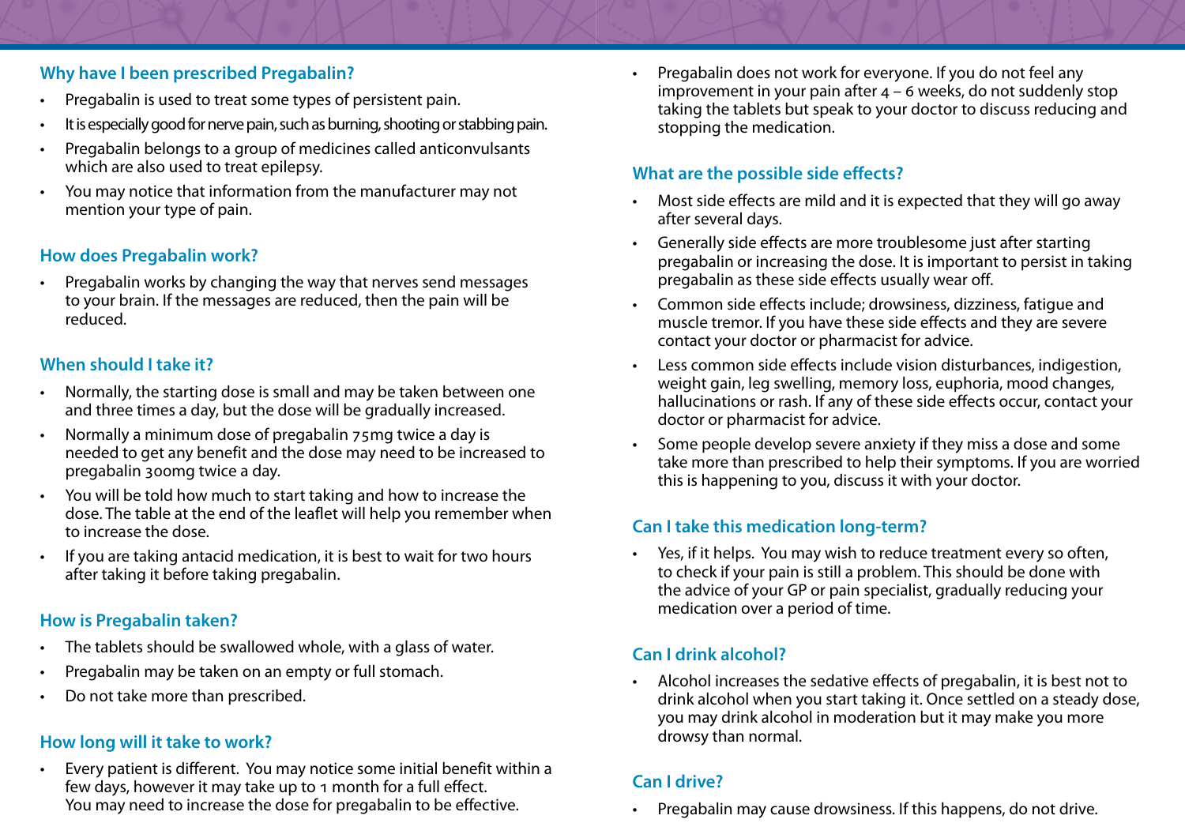## Why have I been prescribed Pregabalin?

- Pregabalin is used to treat some types of persistent pain.
- It is especially good for nerve pain, such as burning, shooting or stabbing pain.
- Pregabalin belongs to a group of medicines called anticonvulsants which are also used to treat epilepsy.
- You may notice that information from the manufacturer may not mention your type of pain.

## How does Pregabalin work?

- Pregabalin works by changing the way that nerves send messages to your brain. If the messages are reduced, then the pain will be reduced.

## When should I take it?

- Normally, the starting dose is small and may be taken between one and three times a day, but the dose will be gradually increased.
- Normally a minimum dose of pregabalin 75mg twice a day is needed to get any benefit and the dose may need to be increased to pregabalin 300mg twice a day.
- You will be told how much to start taking and how to increase the dose. The table at the end of the leaflet will help you remember when to increase the dose.
- If you are taking antacid medication, it is best to wait for two hours after taking it before taking pregabalin.

## How is Pregabalin taken?

- The tablets should be swallowed whole, with a glass of water.
- Pregabalin may be taken on an empty or full stomach.
- Do not take more than prescribed.

## How long will it take to work?

- Every patient is different. You may notice some initial benefit within a few days, however it may take up to 1 month for a full effect. You may need to increase the dose for pregabalin to be effective.
- Pregabalin does not work for everyone. If you do not feel any improvement in your pain after 4 – 6 weeks, do not suddenly stop taking the tablets but speak to your doctor to discuss reducing and stopping the medication.

## What are the possible side effects?

- Most side effects are mild and it is expected that they will go away after several days.
- Generally side effects are more troublesome just after starting pregabalin or increasing the dose. It is important to persist in taking pregabalin as these side effects usually wear off.
- Common side effects include; drowsiness, dizziness, fatigue and muscle tremor. If you have these side effects and they are severe contact your doctor or pharmacist for advice.
- Less common side effects include vision disturbances, indigestion, weight gain, leg swelling, memory loss, euphoria, mood changes, hallucinations or rash. If any of these side effects occur, contact your doctor or pharmacist for advice.
- Some people develop severe anxiety if they miss a dose and some take more than prescribed to help their symptoms. If you are worried this is happening to you, discuss it with your doctor.

## Can I take this medication long-term?

- Yes, if it helps. You may wish to reduce treatment every so often, to check if your pain is still a problem. This should be done with the advice of your GP or pain specialist, gradually reducing your medication over a period of time.

## Can I drink alcohol?

- Alcohol increases the sedative effects of pregabalin, it is best not to drink alcohol when you start taking it. Once settled on a steady dose, you may drink alcohol in moderation but it may make you more drowsy than normal.

## Can I drive?

- Pregabalin may cause drowsiness. If this happens, do not drive.